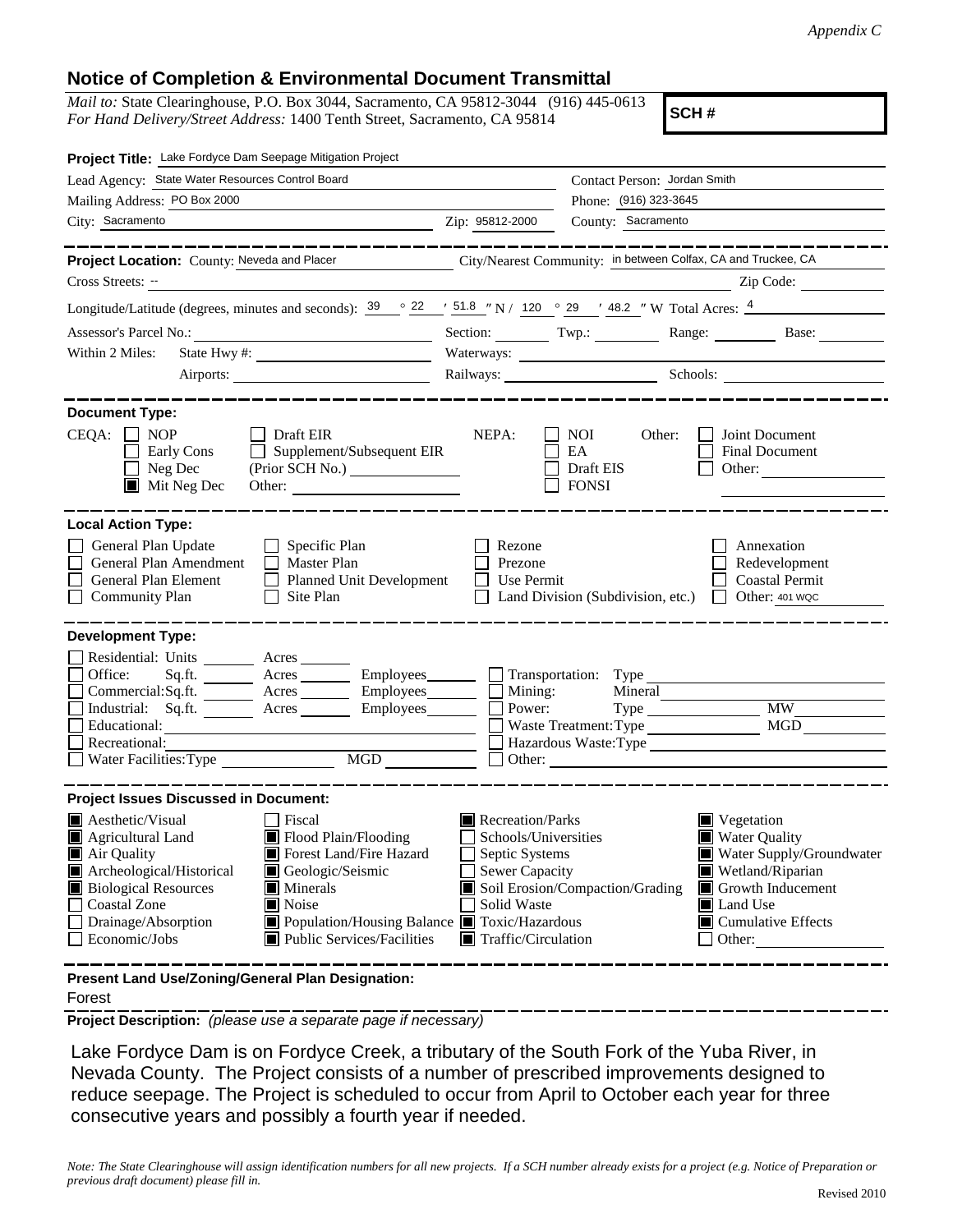*Appendix C*

## Notice of Completion & Environmental Document Transmittal

*Mail to:* State Clearinghouse, P.O. Box 3044, Sacramento, CA 95812-3044 (916) 445-0613
*For Hand Delivery/Street Address:* 1400 Tenth Street, Sacramento, CA 95814

**SCH #**

**Project Title:** Lake Fordyce Dam Seepage Mitigation Project

Lead Agency: State Water Resources Control Board
Contact Person: Jordan Smith
Mailing Address: PO Box 2000
Phone: (916) 323-3645
City: Sacramento
Zip: 95812-2000
County: Sacramento

**Project Location:** County: Neveda and Placer
City/Nearest Community: in between Colfax, CA and Truckee, CA
Cross Streets: --
Zip Code:
Longitude/Latitude (degrees, minutes and seconds): 39 ° 22 ′ 51.8 ″ N / 120 ° 29 ′ 48.2 ″ W Total Acres: 4
Assessor's Parcel No.:
Section: Twp.: Range: Base:
Within 2 Miles: State Hwy #:
Waterways:
Airports:
Railways:
Schools:

**Document Type:**

CEQA:
- [ ] NOP
- [ ] Early Cons
- [ ] Neg Dec
- [x] Mit Neg Dec
- [ ] Draft EIR
- [ ] Supplement/Subsequent EIR (Prior SCH No.)
- Other:

NEPA:
- [ ] NOI
- [ ] EA
- [ ] Draft EIS
- [ ] FONSI

Other:
- [ ] Joint Document
- [ ] Final Document
- [ ] Other:

**Local Action Type:**

- [ ] General Plan Update
- [ ] General Plan Amendment
- [ ] General Plan Element
- [ ] Community Plan
- [ ] Specific Plan
- [ ] Master Plan
- [ ] Planned Unit Development
- [ ] Site Plan
- [ ] Rezone
- [ ] Prezone
- [ ] Use Permit
- [ ] Land Division (Subdivision, etc.)
- [ ] Annexation
- [ ] Redevelopment
- [ ] Coastal Permit
- [ ] Other: 401 WQC

**Development Type:**

- [ ] Residential: Units Acres
- [ ] Office: Sq.ft. Acres Employees
- [ ] Commercial: Sq.ft. Acres Employees
- [ ] Industrial: Sq.ft. Acres Employees
- [ ] Educational:
- [ ] Recreational:
- [ ] Water Facilities: Type MGD
- [ ] Transportation: Type
- [ ] Mining: Mineral
- [ ] Power: Type MW
- [ ] Waste Treatment: Type MGD
- [ ] Hazardous Waste: Type
- [ ] Other:

**Project Issues Discussed in Document:**

- [x] Aesthetic/Visual
- [x] Agricultural Land
- [x] Air Quality
- [x] Archeological/Historical
- [x] Biological Resources
- [ ] Coastal Zone
- [ ] Drainage/Absorption
- [ ] Economic/Jobs
- [ ] Fiscal
- [x] Flood Plain/Flooding
- [x] Forest Land/Fire Hazard
- [x] Geologic/Seismic
- [x] Minerals
- [x] Noise
- [x] Population/Housing Balance
- [x] Public Services/Facilities
- [x] Recreation/Parks
- [ ] Schools/Universities
- [ ] Septic Systems
- [ ] Sewer Capacity
- [x] Soil Erosion/Compaction/Grading
- [ ] Solid Waste
- [x] Toxic/Hazardous
- [x] Traffic/Circulation
- [x] Vegetation
- [x] Water Quality
- [x] Water Supply/Groundwater
- [x] Wetland/Riparian
- [x] Growth Inducement
- [x] Land Use
- [x] Cumulative Effects
- [ ] Other:

**Present Land Use/Zoning/General Plan Designation:**

Forest

**Project Description:** *(please use a separate page if necessary)*

Lake Fordyce Dam is on Fordyce Creek, a tributary of the South Fork of the Yuba River, in Nevada County. The Project consists of a number of prescribed improvements designed to reduce seepage. The Project is scheduled to occur from April to October each year for three consecutive years and possibly a fourth year if needed.

*Note: The State Clearinghouse will assign identification numbers for all new projects. If a SCH number already exists for a project (e.g. Notice of Preparation or previous draft document) please fill in.*

Revised 2010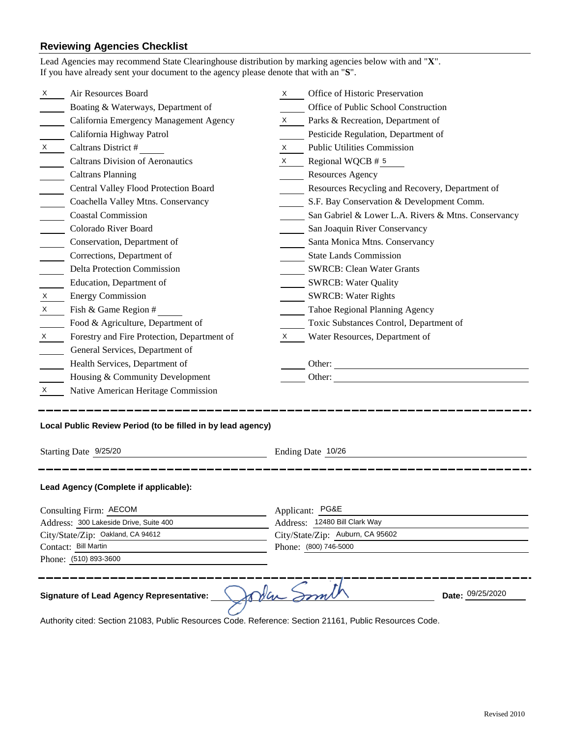## Reviewing Agencies Checklist

Lead Agencies may recommend State Clearinghouse distribution by marking agencies below with and "**X**".
If you have already sent your document to the agency please denote that with an "**S**".

| | | | |
|---|---|---|---|
| X | Air Resources Board | X | Office of Historic Preservation |
| | Boating & Waterways, Department of | | Office of Public School Construction |
| | California Emergency Management Agency | X | Parks & Recreation, Department of |
| | California Highway Patrol | | Pesticide Regulation, Department of |
| X | Caltrans District # ____ | X | Public Utilities Commission |
| | Caltrans Division of Aeronautics | X | Regional WQCB # 5 |
| | Caltrans Planning | | Resources Agency |
| | Central Valley Flood Protection Board | | Resources Recycling and Recovery, Department of |
| | Coachella Valley Mtns. Conservancy | | S.F. Bay Conservation & Development Comm. |
| | Coastal Commission | | San Gabriel & Lower L.A. Rivers & Mtns. Conservancy |
| | Colorado River Board | | San Joaquin River Conservancy |
| | Conservation, Department of | | Santa Monica Mtns. Conservancy |
| | Corrections, Department of | | State Lands Commission |
| | Delta Protection Commission | | SWRCB: Clean Water Grants |
| | Education, Department of | | SWRCB: Water Quality |
| X | Energy Commission | | SWRCB: Water Rights |
| X | Fish & Game Region # ____ | | Tahoe Regional Planning Agency |
| | Food & Agriculture, Department of | | Toxic Substances Control, Department of |
| X | Forestry and Fire Protection, Department of | X | Water Resources, Department of |
| | General Services, Department of | | |
| | Health Services, Department of | | Other: |
| | Housing & Community Development | | Other: |
| X | Native American Heritage Commission | | |

---

### Local Public Review Period (to be filled in by lead agency)

Starting Date 9/25/20 Ending Date 10/26

---

### Lead Agency (Complete if applicable):

| | |
|---|---|
| Consulting Firm: AECOM | Applicant: PG&E |
| Address: 300 Lakeside Drive, Suite 400 | Address: 12480 Bill Clark Way |
| City/State/Zip: Oakland, CA 94612 | City/State/Zip: Auburn, CA 95602 |
| Contact: Bill Martin | Phone: (800) 746-5000 |
| Phone: (510) 893-3600 | |

---

**Signature of Lead Agency Representative:** Jordan Smith **Date:** 09/25/2020

Authority cited: Section 21083, Public Resources Code. Reference: Section 21161, Public Resources Code.

Revised 2010